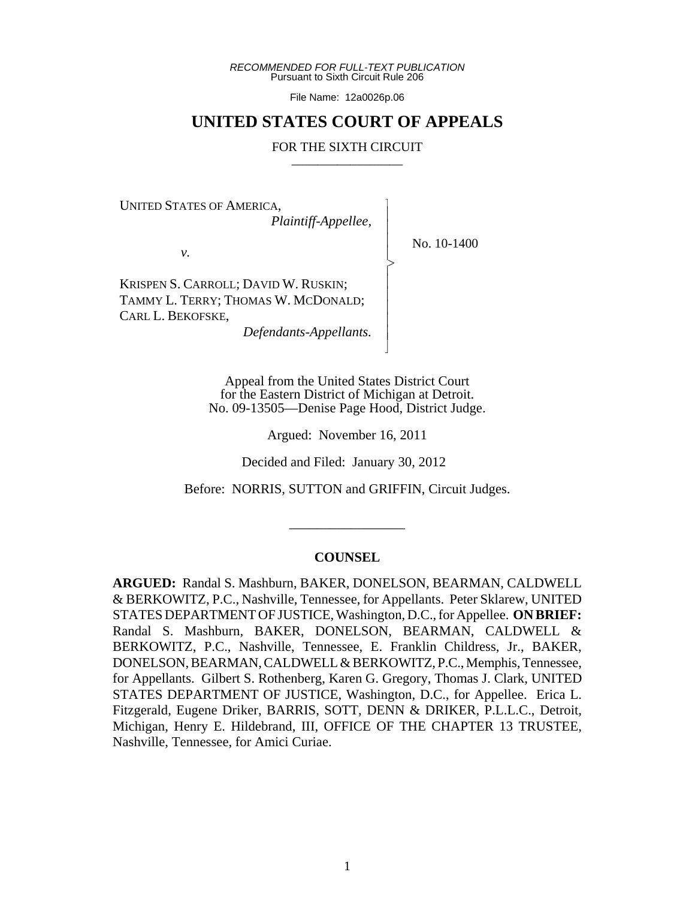*RECOMMENDED FOR FULL-TEXT PUBLICATION*
Pursuant to Sixth Circuit Rule 206

File Name: 12a0026p.06

# UNITED STATES COURT OF APPEALS

## FOR THE SIXTH CIRCUIT

UNITED STATES OF AMERICA,
*Plaintiff-Appellee,*

*v.*

KRISPEN S. CARROLL; DAVID W. RUSKIN; TAMMY L. TERRY; THOMAS W. MCDONALD; CARL L. BEKOFSKE,
*Defendants-Appellants.*

No. 10-1400

Appeal from the United States District Court for the Eastern District of Michigan at Detroit.
No. 09-13505—Denise Page Hood, District Judge.

Argued: November 16, 2011

Decided and Filed: January 30, 2012

Before: NORRIS, SUTTON and GRIFFIN, Circuit Judges.

---

### COUNSEL

**ARGUED:** Randal S. Mashburn, BAKER, DONELSON, BEARMAN, CALDWELL & BERKOWITZ, P.C., Nashville, Tennessee, for Appellants. Peter Sklarew, UNITED STATES DEPARTMENT OF JUSTICE, Washington, D.C., for Appellee. **ON BRIEF:** Randal S. Mashburn, BAKER, DONELSON, BEARMAN, CALDWELL & BERKOWITZ, P.C., Nashville, Tennessee, E. Franklin Childress, Jr., BAKER, DONELSON, BEARMAN, CALDWELL & BERKOWITZ, P.C., Memphis, Tennessee, for Appellants. Gilbert S. Rothenberg, Karen G. Gregory, Thomas J. Clark, UNITED STATES DEPARTMENT OF JUSTICE, Washington, D.C., for Appellee. Erica L. Fitzgerald, Eugene Driker, BARRIS, SOTT, DENN & DRIKER, P.L.L.C., Detroit, Michigan, Henry E. Hildebrand, III, OFFICE OF THE CHAPTER 13 TRUSTEE, Nashville, Tennessee, for Amici Curiae.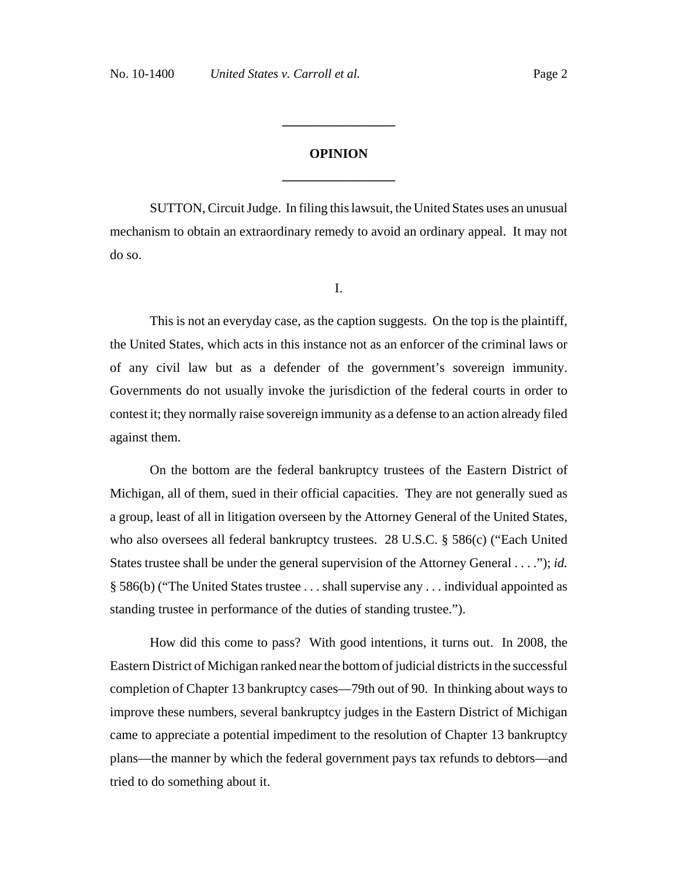---

**OPINION**

---

SUTTON, Circuit Judge. In filing this lawsuit, the United States uses an unusual mechanism to obtain an extraordinary remedy to avoid an ordinary appeal. It may not do so.

I.

This is not an everyday case, as the caption suggests. On the top is the plaintiff, the United States, which acts in this instance not as an enforcer of the criminal laws or of any civil law but as a defender of the government's sovereign immunity. Governments do not usually invoke the jurisdiction of the federal courts in order to contest it; they normally raise sovereign immunity as a defense to an action already filed against them.

On the bottom are the federal bankruptcy trustees of the Eastern District of Michigan, all of them, sued in their official capacities. They are not generally sued as a group, least of all in litigation overseen by the Attorney General of the United States, who also oversees all federal bankruptcy trustees. 28 U.S.C. § 586(c) ("Each United States trustee shall be under the general supervision of the Attorney General . . . ."); *id.* § 586(b) ("The United States trustee . . . shall supervise any . . . individual appointed as standing trustee in performance of the duties of standing trustee.").

How did this come to pass? With good intentions, it turns out. In 2008, the Eastern District of Michigan ranked near the bottom of judicial districts in the successful completion of Chapter 13 bankruptcy cases—79th out of 90. In thinking about ways to improve these numbers, several bankruptcy judges in the Eastern District of Michigan came to appreciate a potential impediment to the resolution of Chapter 13 bankruptcy plans—the manner by which the federal government pays tax refunds to debtors—and tried to do something about it.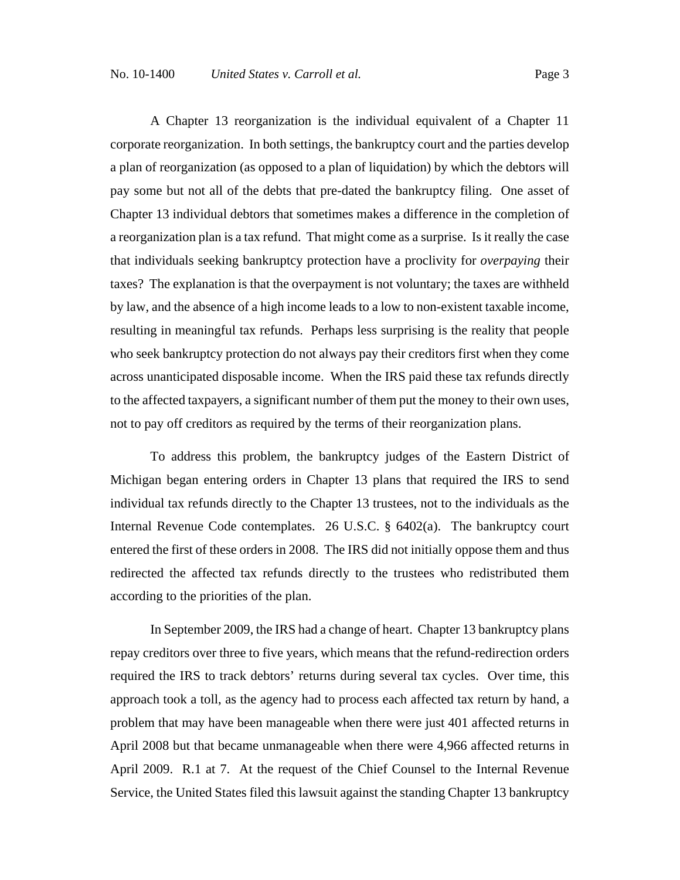A Chapter 13 reorganization is the individual equivalent of a Chapter 11 corporate reorganization. In both settings, the bankruptcy court and the parties develop a plan of reorganization (as opposed to a plan of liquidation) by which the debtors will pay some but not all of the debts that pre-dated the bankruptcy filing. One asset of Chapter 13 individual debtors that sometimes makes a difference in the completion of a reorganization plan is a tax refund. That might come as a surprise. Is it really the case that individuals seeking bankruptcy protection have a proclivity for *overpaying* their taxes? The explanation is that the overpayment is not voluntary; the taxes are withheld by law, and the absence of a high income leads to a low to non-existent taxable income, resulting in meaningful tax refunds. Perhaps less surprising is the reality that people who seek bankruptcy protection do not always pay their creditors first when they come across unanticipated disposable income. When the IRS paid these tax refunds directly to the affected taxpayers, a significant number of them put the money to their own uses, not to pay off creditors as required by the terms of their reorganization plans.

To address this problem, the bankruptcy judges of the Eastern District of Michigan began entering orders in Chapter 13 plans that required the IRS to send individual tax refunds directly to the Chapter 13 trustees, not to the individuals as the Internal Revenue Code contemplates. 26 U.S.C. § 6402(a). The bankruptcy court entered the first of these orders in 2008. The IRS did not initially oppose them and thus redirected the affected tax refunds directly to the trustees who redistributed them according to the priorities of the plan.

In September 2009, the IRS had a change of heart. Chapter 13 bankruptcy plans repay creditors over three to five years, which means that the refund-redirection orders required the IRS to track debtors' returns during several tax cycles. Over time, this approach took a toll, as the agency had to process each affected tax return by hand, a problem that may have been manageable when there were just 401 affected returns in April 2008 but that became unmanageable when there were 4,966 affected returns in April 2009. R.1 at 7. At the request of the Chief Counsel to the Internal Revenue Service, the United States filed this lawsuit against the standing Chapter 13 bankruptcy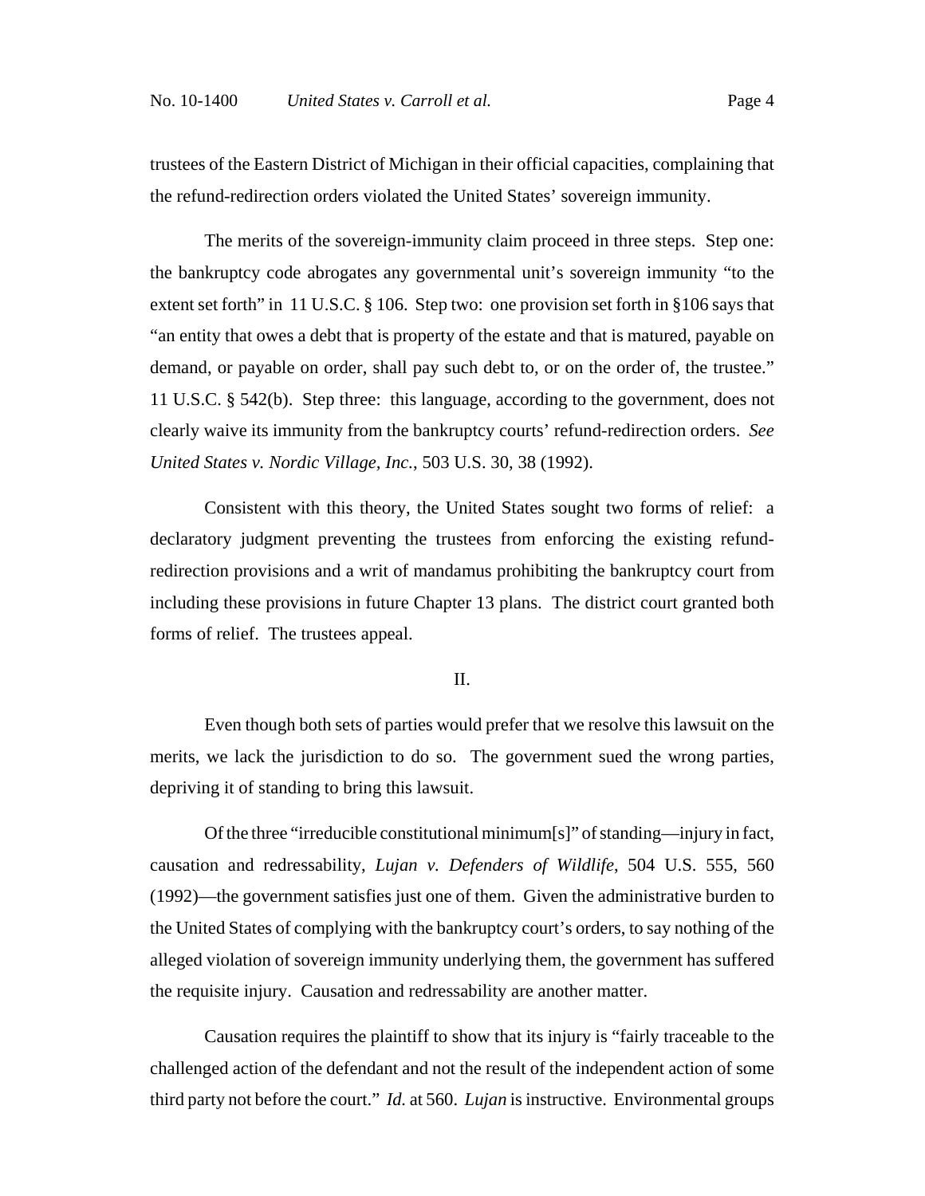trustees of the Eastern District of Michigan in their official capacities, complaining that the refund-redirection orders violated the United States' sovereign immunity.

The merits of the sovereign-immunity claim proceed in three steps. Step one: the bankruptcy code abrogates any governmental unit's sovereign immunity "to the extent set forth" in 11 U.S.C. § 106. Step two: one provision set forth in §106 says that "an entity that owes a debt that is property of the estate and that is matured, payable on demand, or payable on order, shall pay such debt to, or on the order of, the trustee." 11 U.S.C. § 542(b). Step three: this language, according to the government, does not clearly waive its immunity from the bankruptcy courts' refund-redirection orders. *See United States v. Nordic Village, Inc.*, 503 U.S. 30, 38 (1992).

Consistent with this theory, the United States sought two forms of relief: a declaratory judgment preventing the trustees from enforcing the existing refund-redirection provisions and a writ of mandamus prohibiting the bankruptcy court from including these provisions in future Chapter 13 plans. The district court granted both forms of relief. The trustees appeal.

## II.

Even though both sets of parties would prefer that we resolve this lawsuit on the merits, we lack the jurisdiction to do so. The government sued the wrong parties, depriving it of standing to bring this lawsuit.

Of the three "irreducible constitutional minimum[s]" of standing—injury in fact, causation and redressability, *Lujan v. Defenders of Wildlife*, 504 U.S. 555, 560 (1992)—the government satisfies just one of them. Given the administrative burden to the United States of complying with the bankruptcy court's orders, to say nothing of the alleged violation of sovereign immunity underlying them, the government has suffered the requisite injury. Causation and redressability are another matter.

Causation requires the plaintiff to show that its injury is "fairly traceable to the challenged action of the defendant and not the result of the independent action of some third party not before the court." *Id.* at 560. *Lujan* is instructive. Environmental groups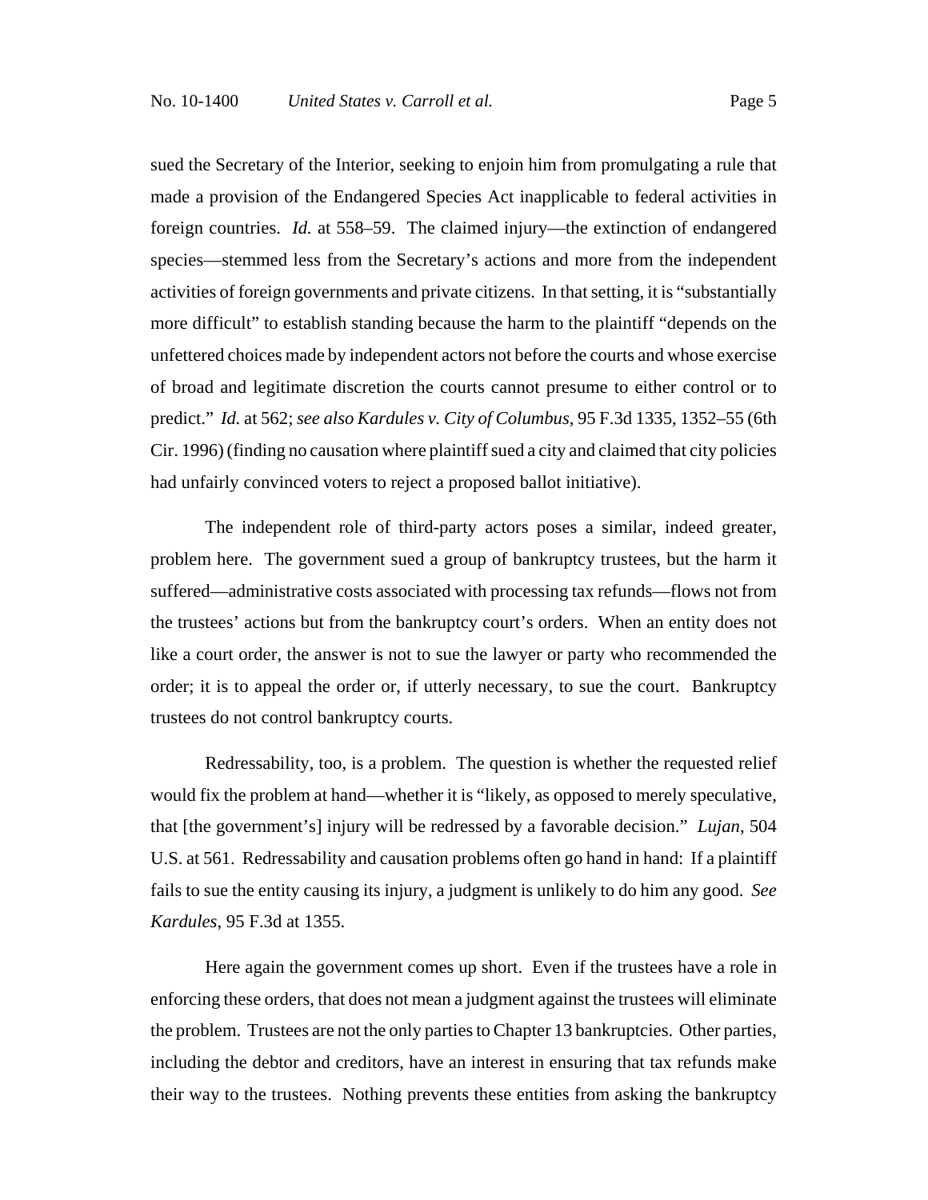sued the Secretary of the Interior, seeking to enjoin him from promulgating a rule that made a provision of the Endangered Species Act inapplicable to federal activities in foreign countries. *Id.* at 558–59. The claimed injury—the extinction of endangered species—stemmed less from the Secretary's actions and more from the independent activities of foreign governments and private citizens. In that setting, it is "substantially more difficult" to establish standing because the harm to the plaintiff "depends on the unfettered choices made by independent actors not before the courts and whose exercise of broad and legitimate discretion the courts cannot presume to either control or to predict." *Id.* at 562; *see also Kardules v. City of Columbus*, 95 F.3d 1335, 1352–55 (6th Cir. 1996) (finding no causation where plaintiff sued a city and claimed that city policies had unfairly convinced voters to reject a proposed ballot initiative).

The independent role of third-party actors poses a similar, indeed greater, problem here. The government sued a group of bankruptcy trustees, but the harm it suffered—administrative costs associated with processing tax refunds—flows not from the trustees' actions but from the bankruptcy court's orders. When an entity does not like a court order, the answer is not to sue the lawyer or party who recommended the order; it is to appeal the order or, if utterly necessary, to sue the court. Bankruptcy trustees do not control bankruptcy courts.

Redressability, too, is a problem. The question is whether the requested relief would fix the problem at hand—whether it is "likely, as opposed to merely speculative, that [the government's] injury will be redressed by a favorable decision." *Lujan*, 504 U.S. at 561. Redressability and causation problems often go hand in hand: If a plaintiff fails to sue the entity causing its injury, a judgment is unlikely to do him any good. *See Kardules*, 95 F.3d at 1355.

Here again the government comes up short. Even if the trustees have a role in enforcing these orders, that does not mean a judgment against the trustees will eliminate the problem. Trustees are not the only parties to Chapter 13 bankruptcies. Other parties, including the debtor and creditors, have an interest in ensuring that tax refunds make their way to the trustees. Nothing prevents these entities from asking the bankruptcy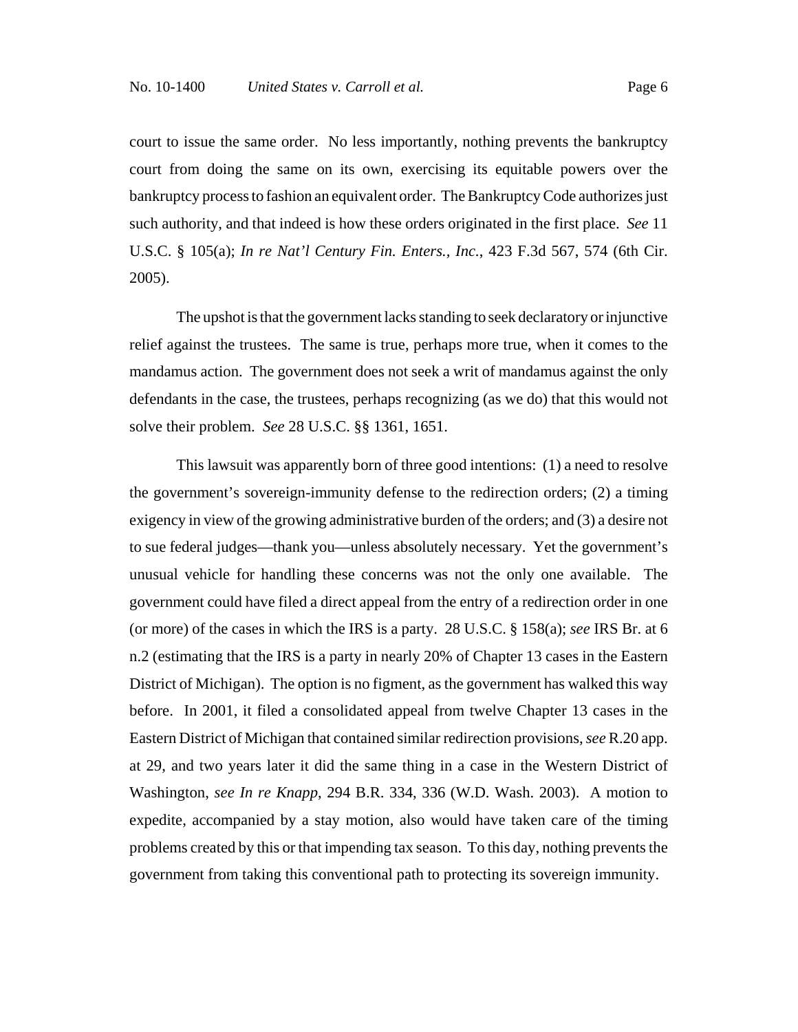court to issue the same order. No less importantly, nothing prevents the bankruptcy court from doing the same on its own, exercising its equitable powers over the bankruptcy process to fashion an equivalent order. The Bankruptcy Code authorizes just such authority, and that indeed is how these orders originated in the first place. *See* 11 U.S.C. § 105(a); *In re Nat'l Century Fin. Enters., Inc.*, 423 F.3d 567, 574 (6th Cir. 2005).

The upshot is that the government lacks standing to seek declaratory or injunctive relief against the trustees. The same is true, perhaps more true, when it comes to the mandamus action. The government does not seek a writ of mandamus against the only defendants in the case, the trustees, perhaps recognizing (as we do) that this would not solve their problem. *See* 28 U.S.C. §§ 1361, 1651.

This lawsuit was apparently born of three good intentions: (1) a need to resolve the government's sovereign-immunity defense to the redirection orders; (2) a timing exigency in view of the growing administrative burden of the orders; and (3) a desire not to sue federal judges—thank you—unless absolutely necessary. Yet the government's unusual vehicle for handling these concerns was not the only one available. The government could have filed a direct appeal from the entry of a redirection order in one (or more) of the cases in which the IRS is a party. 28 U.S.C. § 158(a); *see* IRS Br. at 6 n.2 (estimating that the IRS is a party in nearly 20% of Chapter 13 cases in the Eastern District of Michigan). The option is no figment, as the government has walked this way before. In 2001, it filed a consolidated appeal from twelve Chapter 13 cases in the Eastern District of Michigan that contained similar redirection provisions, *see* R.20 app. at 29, and two years later it did the same thing in a case in the Western District of Washington, *see In re Knapp*, 294 B.R. 334, 336 (W.D. Wash. 2003). A motion to expedite, accompanied by a stay motion, also would have taken care of the timing problems created by this or that impending tax season. To this day, nothing prevents the government from taking this conventional path to protecting its sovereign immunity.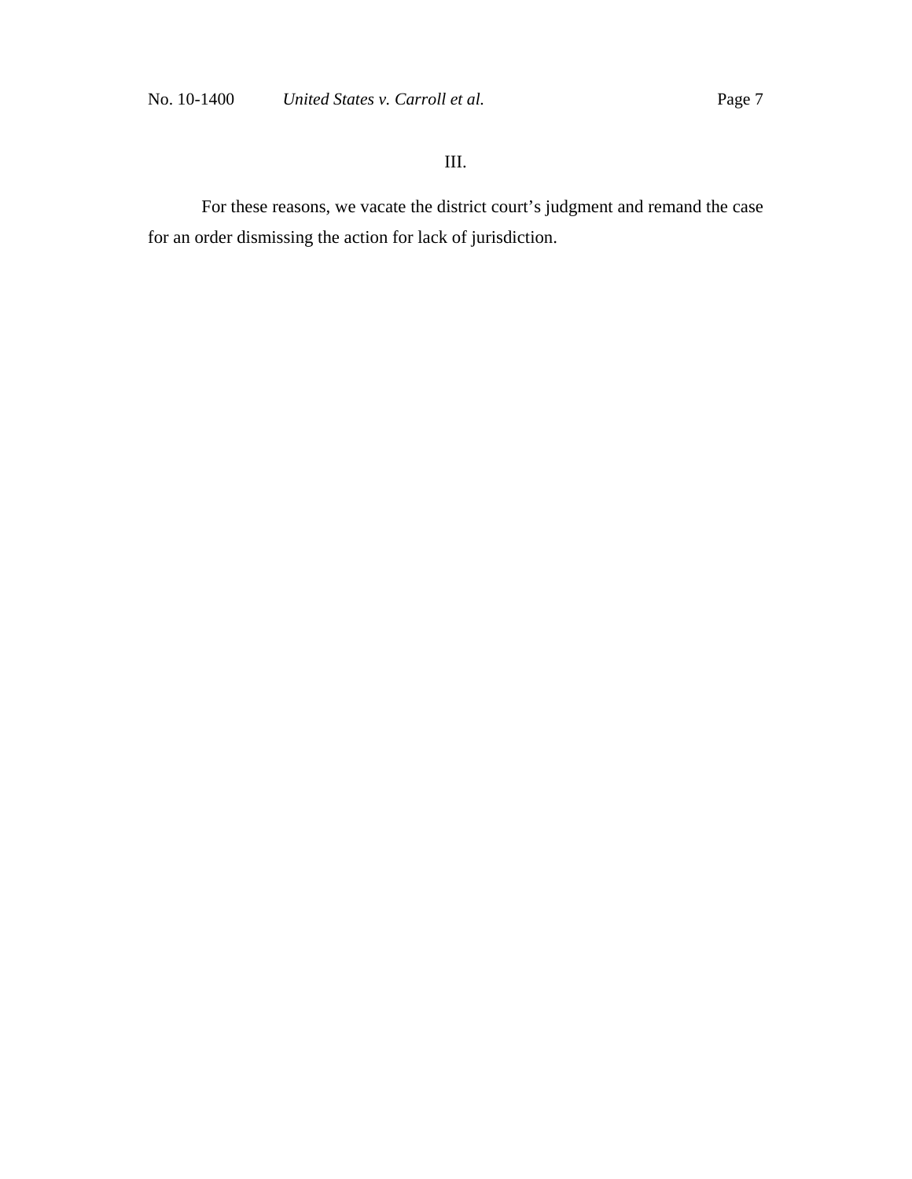III.

For these reasons, we vacate the district court's judgment and remand the case for an order dismissing the action for lack of jurisdiction.